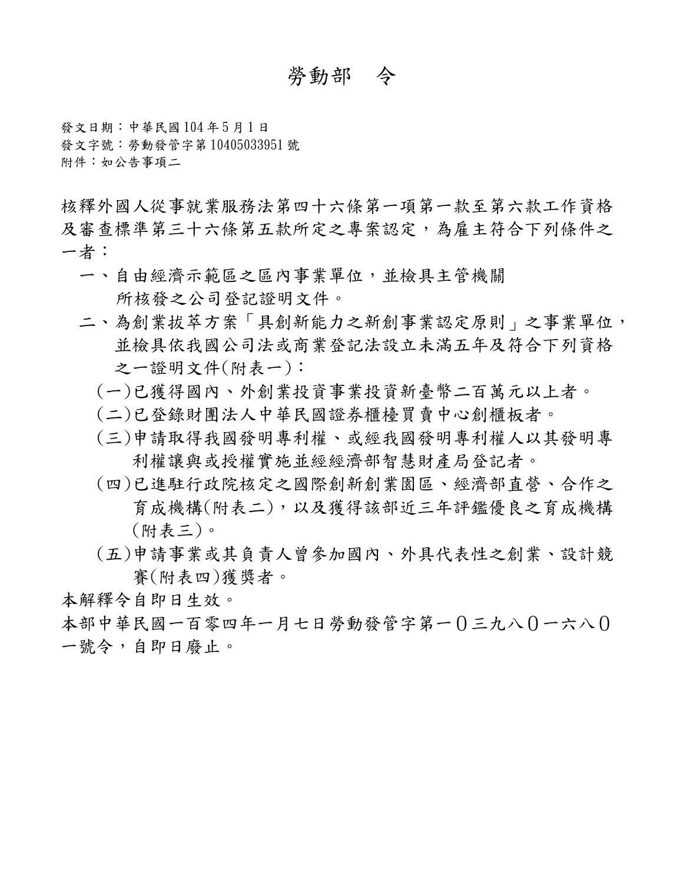# 勞動部　令

發文日期：中華民國 104 年 5 月 1 日
發文字號：勞動發管字第 10405033951 號
附件：如公告事項二

核釋外國人從事就業服務法第四十六條第一項第一款至第六款工作資格及審查標準第三十六條第五款所定之專案認定，為雇主符合下列條件之一者：

一、自由經濟示範區之區內事業單位，並檢具主管機關所核發之公司登記證明文件。

二、為創業拔萃方案「具創新能力之新創事業認定原則」之事業單位，並檢具依我國公司法或商業登記法設立未滿五年及符合下列資格之一證明文件(附表一)：

（一）已獲得國內、外創業投資事業投資新臺幣二百萬元以上者。

（二）已登錄財團法人中華民國證券櫃檯買賣中心創櫃板者。

（三）申請取得我國發明專利權、或經我國發明專利權人以其發明專利權讓與或授權實施並經經濟部智慧財產局登記者。

（四）已進駐行政院核定之國際創新創業園區、經濟部直營、合作之育成機構(附表二)，以及獲得該部近三年評鑑優良之育成機構(附表三)。

（五）申請事業或其負責人曾參加國內、外具代表性之創業、設計競賽(附表四)獲獎者。

本解釋令自即日生效。

本部中華民國一百零四年一月七日勞動發管字第一０三九八０一六八０一號令，自即日廢止。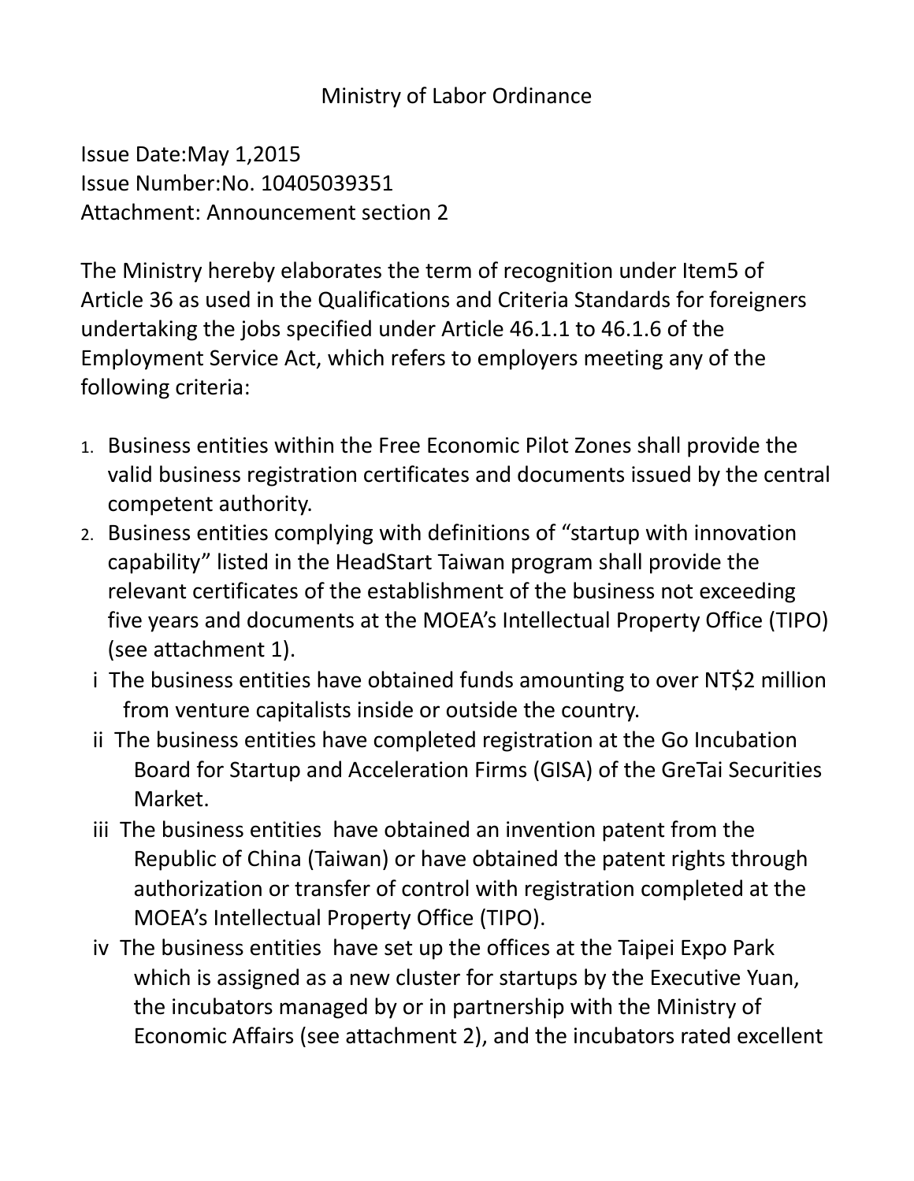# Ministry of Labor Ordinance

Issue Date:May 1,2015
Issue Number:No. 10405039351
Attachment: Announcement section 2

The Ministry hereby elaborates the term of recognition under Item5 of Article 36 as used in the Qualifications and Criteria Standards for foreigners undertaking the jobs specified under Article 46.1.1 to 46.1.6 of the Employment Service Act, which refers to employers meeting any of the following criteria:

1. Business entities within the Free Economic Pilot Zones shall provide the valid business registration certificates and documents issued by the central competent authority.
2. Business entities complying with definitions of "startup with innovation capability" listed in the HeadStart Taiwan program shall provide the relevant certificates of the establishment of the business not exceeding five years and documents at the MOEA's Intellectual Property Office (TIPO) (see attachment 1).
   - i The business entities have obtained funds amounting to over NT$2 million from venture capitalists inside or outside the country.
   - ii The business entities have completed registration at the Go Incubation Board for Startup and Acceleration Firms (GISA) of the GreTai Securities Market.
   - iii The business entities have obtained an invention patent from the Republic of China (Taiwan) or have obtained the patent rights through authorization or transfer of control with registration completed at the MOEA's Intellectual Property Office (TIPO).
   - iv The business entities have set up the offices at the Taipei Expo Park which is assigned as a new cluster for startups by the Executive Yuan, the incubators managed by or in partnership with the Ministry of Economic Affairs (see attachment 2), and the incubators rated excellent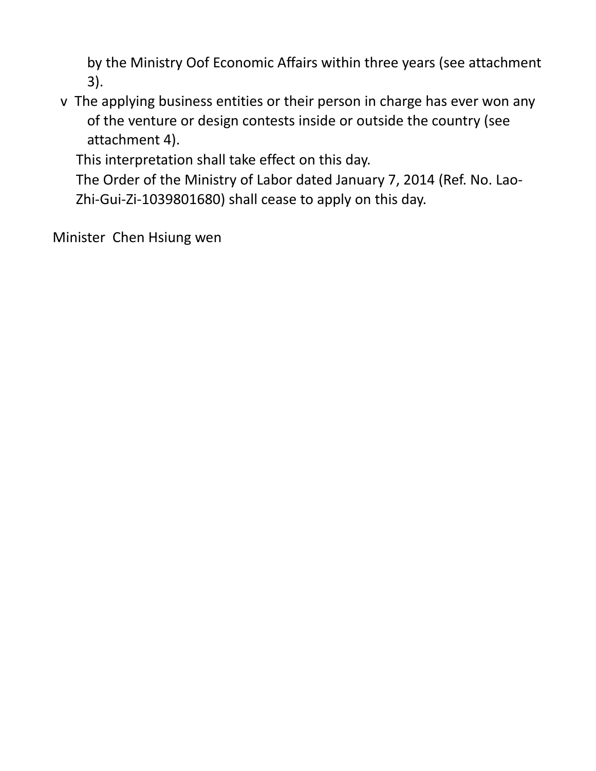by the Ministry Oof Economic Affairs within three years (see attachment 3).

- v The applying business entities or their person in charge has ever won any of the venture or design contests inside or outside the country (see attachment 4).

This interpretation shall take effect on this day.

The Order of the Ministry of Labor dated January 7, 2014 (Ref. No. Lao-Zhi-Gui-Zi-1039801680) shall cease to apply on this day.

Minister Chen Hsiung wen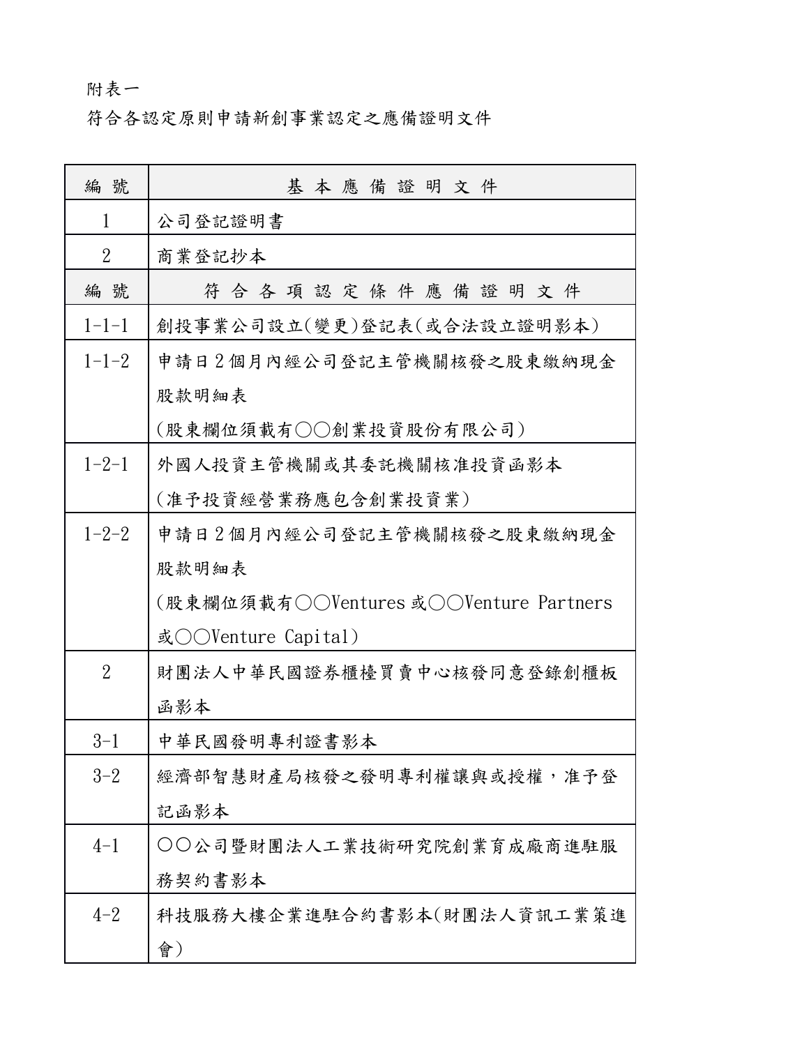附表一

符合各認定原則申請新創事業認定之應備證明文件

| 編 號 | 基 本 應 備 證 明 文 件 |
|---|---|
| 1 | 公司登記證明書 |
| 2 | 商業登記抄本 |
| 編 號 | 符 合 各 項 認 定 條 件 應 備 證 明 文 件 |
| 1-1-1 | 創投事業公司設立(變更)登記表(或合法設立證明影本) |
| 1-1-2 | 申請日 2 個月內經公司登記主管機關核發之股東繳納現金股款明細表<br>(股東欄位須載有○○創業投資股份有限公司) |
| 1-2-1 | 外國人投資主管機關或其委託機關核准投資函影本<br>(准予投資經營業務應包含創業投資業) |
| 1-2-2 | 申請日 2 個月內經公司登記主管機關核發之股東繳納現金股款明細表<br>(股東欄位須載有○○Ventures 或○○Venture Partners 或○○Venture Capital) |
| 2 | 財團法人中華民國證券櫃檯買賣中心核發同意登錄創櫃板函影本 |
| 3-1 | 中華民國發明專利證書影本 |
| 3-2 | 經濟部智慧財產局核發之發明專利權讓與或授權，准予登記函影本 |
| 4-1 | ○○公司暨財團法人工業技術研究院創業育成廠商進駐服務契約書影本 |
| 4-2 | 科技服務大樓企業進駐合約書影本(財團法人資訊工業策進會) |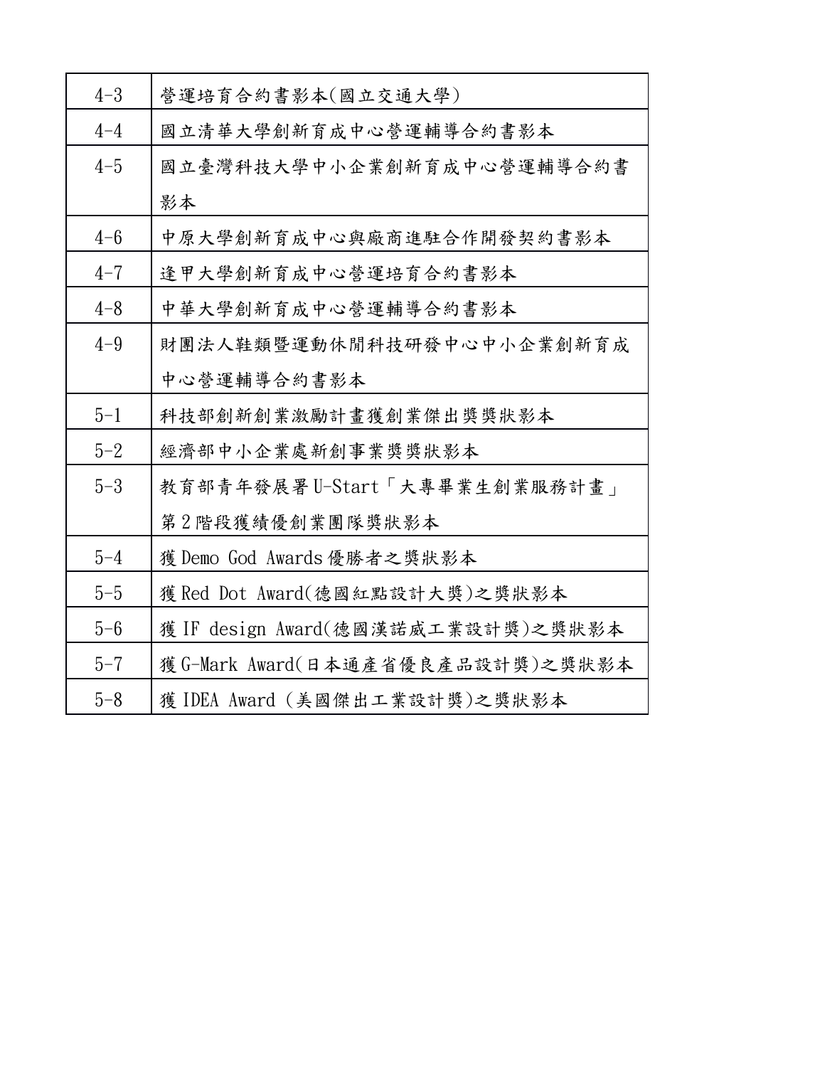| | |
|---|---|
| 4-3 | 營運培育合約書影本(國立交通大學) |
| 4-4 | 國立清華大學創新育成中心營運輔導合約書影本 |
| 4-5 | 國立臺灣科技大學中小企業創新育成中心營運輔導合約書影本 |
| 4-6 | 中原大學創新育成中心與廠商進駐合作開發契約書影本 |
| 4-7 | 逢甲大學創新育成中心營運培育合約書影本 |
| 4-8 | 中華大學創新育成中心營運輔導合約書影本 |
| 4-9 | 財團法人鞋類暨運動休閒科技研發中心中小企業創新育成中心營運輔導合約書影本 |
| 5-1 | 科技部創新創業激勵計畫獲創業傑出獎獎狀影本 |
| 5-2 | 經濟部中小企業處新創事業獎獎狀影本 |
| 5-3 | 教育部青年發展署U-Start「大專畢業生創業服務計畫」第2階段獲績優創業團隊獎狀影本 |
| 5-4 | 獲Demo God Awards優勝者之獎狀影本 |
| 5-5 | 獲Red Dot Award(德國紅點設計大獎)之獎狀影本 |
| 5-6 | 獲IF design Award(德國漢諾威工業設計獎)之獎狀影本 |
| 5-7 | 獲G-Mark Award(日本通產省優良產品設計獎)之獎狀影本 |
| 5-8 | 獲IDEA Award (美國傑出工業設計獎)之獎狀影本 |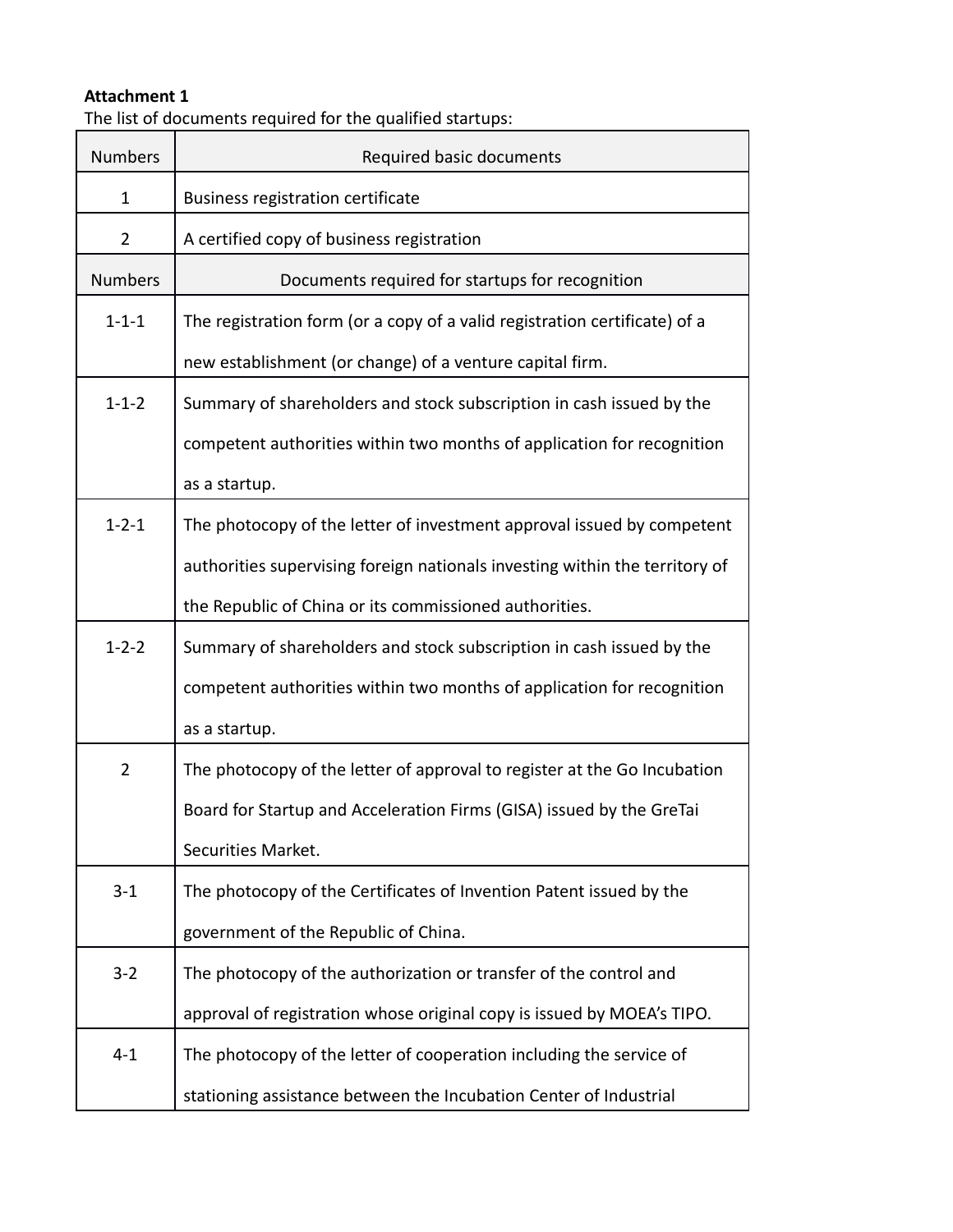**Attachment 1**

The list of documents required for the qualified startups:

| Numbers | Required basic documents |
|---|---|
| 1 | Business registration certificate |
| 2 | A certified copy of business registration |
| **Numbers** | **Documents required for startups for recognition** |
| 1-1-1 | The registration form (or a copy of a valid registration certificate) of a new establishment (or change) of a venture capital firm. |
| 1-1-2 | Summary of shareholders and stock subscription in cash issued by the competent authorities within two months of application for recognition as a startup. |
| 1-2-1 | The photocopy of the letter of investment approval issued by competent authorities supervising foreign nationals investing within the territory of the Republic of China or its commissioned authorities. |
| 1-2-2 | Summary of shareholders and stock subscription in cash issued by the competent authorities within two months of application for recognition as a startup. |
| 2 | The photocopy of the letter of approval to register at the Go Incubation Board for Startup and Acceleration Firms (GISA) issued by the GreTai Securities Market. |
| 3-1 | The photocopy of the Certificates of Invention Patent issued by the government of the Republic of China. |
| 3-2 | The photocopy of the authorization or transfer of the control and approval of registration whose original copy is issued by MOEA's TIPO. |
| 4-1 | The photocopy of the letter of cooperation including the service of stationing assistance between the Incubation Center of Industrial |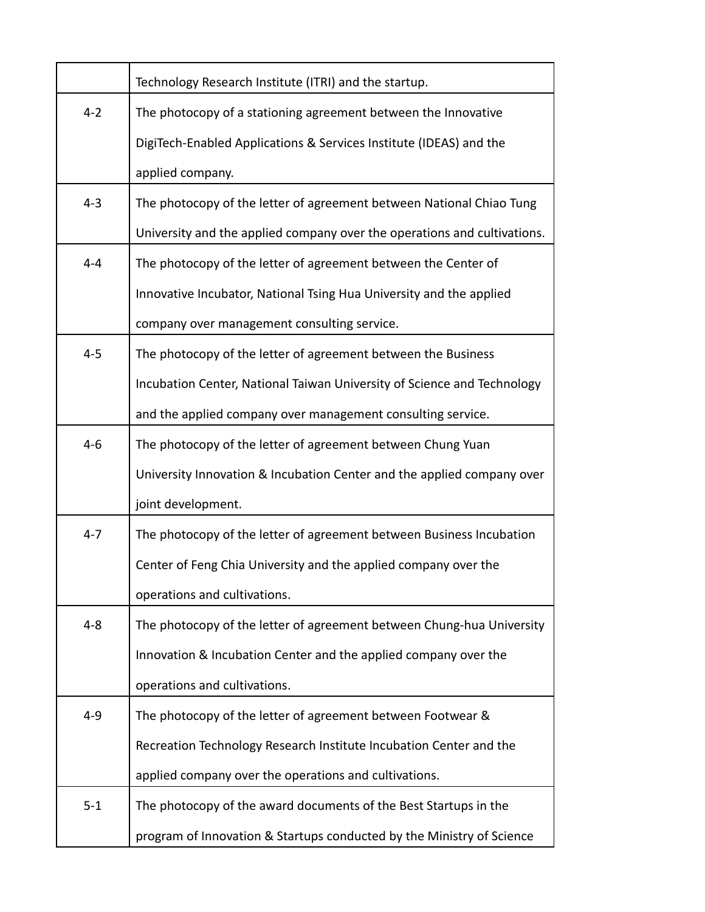| | |
|---|---|
| | Technology Research Institute (ITRI) and the startup. |
| 4-2 | The photocopy of a stationing agreement between the Innovative DigiTech-Enabled Applications & Services Institute (IDEAS) and the applied company. |
| 4-3 | The photocopy of the letter of agreement between National Chiao Tung University and the applied company over the operations and cultivations. |
| 4-4 | The photocopy of the letter of agreement between the Center of Innovative Incubator, National Tsing Hua University and the applied company over management consulting service. |
| 4-5 | The photocopy of the letter of agreement between the Business Incubation Center, National Taiwan University of Science and Technology and the applied company over management consulting service. |
| 4-6 | The photocopy of the letter of agreement between Chung Yuan University Innovation & Incubation Center and the applied company over joint development. |
| 4-7 | The photocopy of the letter of agreement between Business Incubation Center of Feng Chia University and the applied company over the operations and cultivations. |
| 4-8 | The photocopy of the letter of agreement between Chung-hua University Innovation & Incubation Center and the applied company over the operations and cultivations. |
| 4-9 | The photocopy of the letter of agreement between Footwear & Recreation Technology Research Institute Incubation Center and the applied company over the operations and cultivations. |
| 5-1 | The photocopy of the award documents of the Best Startups in the program of Innovation & Startups conducted by the Ministry of Science |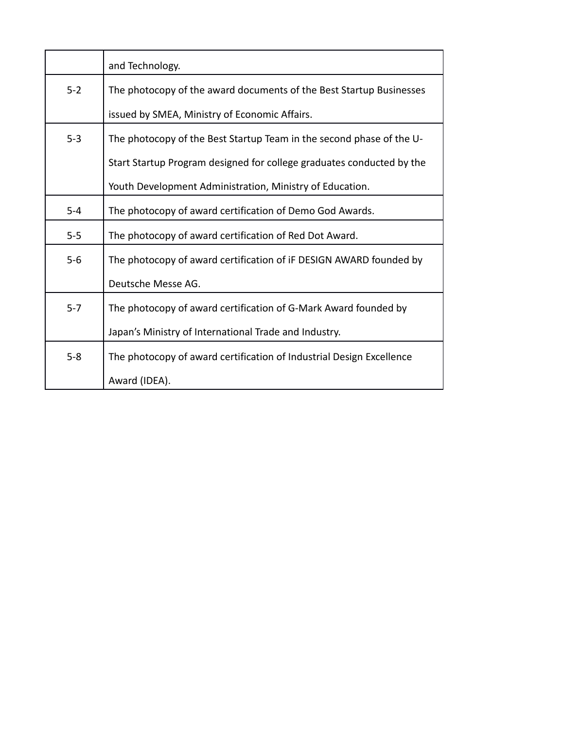| | |
|---|---|
| | and Technology. |
| 5-2 | The photocopy of the award documents of the Best Startup Businesses issued by SMEA, Ministry of Economic Affairs. |
| 5-3 | The photocopy of the Best Startup Team in the second phase of the U-Start Startup Program designed for college graduates conducted by the Youth Development Administration, Ministry of Education. |
| 5-4 | The photocopy of award certification of Demo God Awards. |
| 5-5 | The photocopy of award certification of Red Dot Award. |
| 5-6 | The photocopy of award certification of iF DESIGN AWARD founded by Deutsche Messe AG. |
| 5-7 | The photocopy of award certification of G-Mark Award founded by Japan's Ministry of International Trade and Industry. |
| 5-8 | The photocopy of award certification of Industrial Design Excellence Award (IDEA). |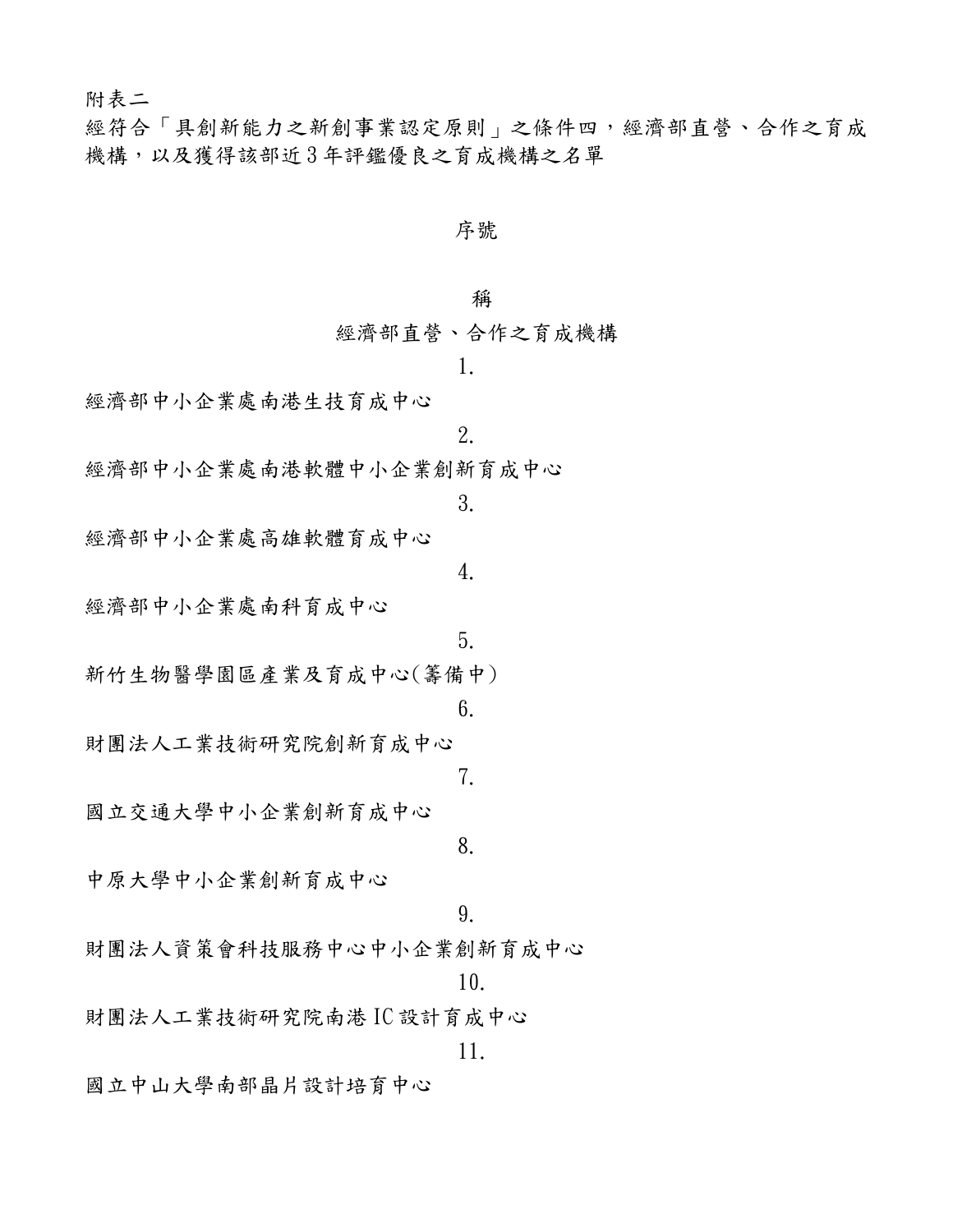附表二

經符合「具創新能力之新創事業認定原則」之條件四，經濟部直營、合作之育成機構，以及獲得該部近3年評鑑優良之育成機構之名單

| 序號 | 稱 |
| --- | --- |
| | 經濟部直營、合作之育成機構 |
| 1. | 經濟部中小企業處南港生技育成中心 |
| 2. | 經濟部中小企業處南港軟體中小企業創新育成中心 |
| 3. | 經濟部中小企業處高雄軟體育成中心 |
| 4. | 經濟部中小企業處南科育成中心 |
| 5. | 新竹生物醫學園區產業及育成中心(籌備中) |
| 6. | 財團法人工業技術研究院創新育成中心 |
| 7. | 國立交通大學中小企業創新育成中心 |
| 8. | 中原大學中小企業創新育成中心 |
| 9. | 財團法人資策會科技服務中心中小企業創新育成中心 |
| 10. | 財團法人工業技術研究院南港IC設計育成中心 |
| 11. | 國立中山大學南部晶片設計培育中心 |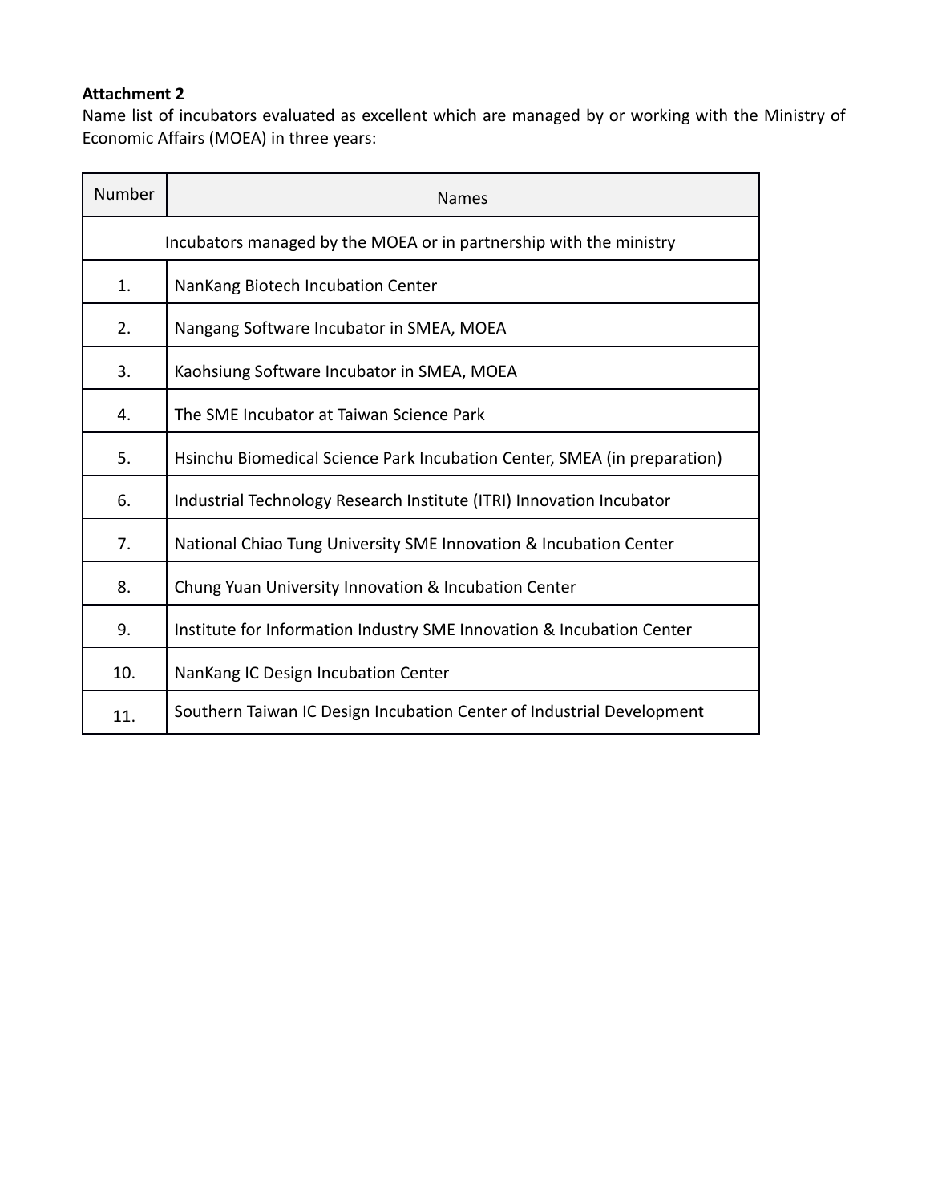**Attachment 2**

Name list of incubators evaluated as excellent which are managed by or working with the Ministry of Economic Affairs (MOEA) in three years:

| Number | Names |
| --- | --- |
| Incubators managed by the MOEA or in partnership with the ministry | |
| 1. | NanKang Biotech Incubation Center |
| 2. | Nangang Software Incubator in SMEA, MOEA |
| 3. | Kaohsiung Software Incubator in SMEA, MOEA |
| 4. | The SME Incubator at Taiwan Science Park |
| 5. | Hsinchu Biomedical Science Park Incubation Center, SMEA (in preparation) |
| 6. | Industrial Technology Research Institute (ITRI) Innovation Incubator |
| 7. | National Chiao Tung University SME Innovation & Incubation Center |
| 8. | Chung Yuan University Innovation & Incubation Center |
| 9. | Institute for Information Industry SME Innovation & Incubation Center |
| 10. | NanKang IC Design Incubation Center |
| 11. | Southern Taiwan IC Design Incubation Center of Industrial Development |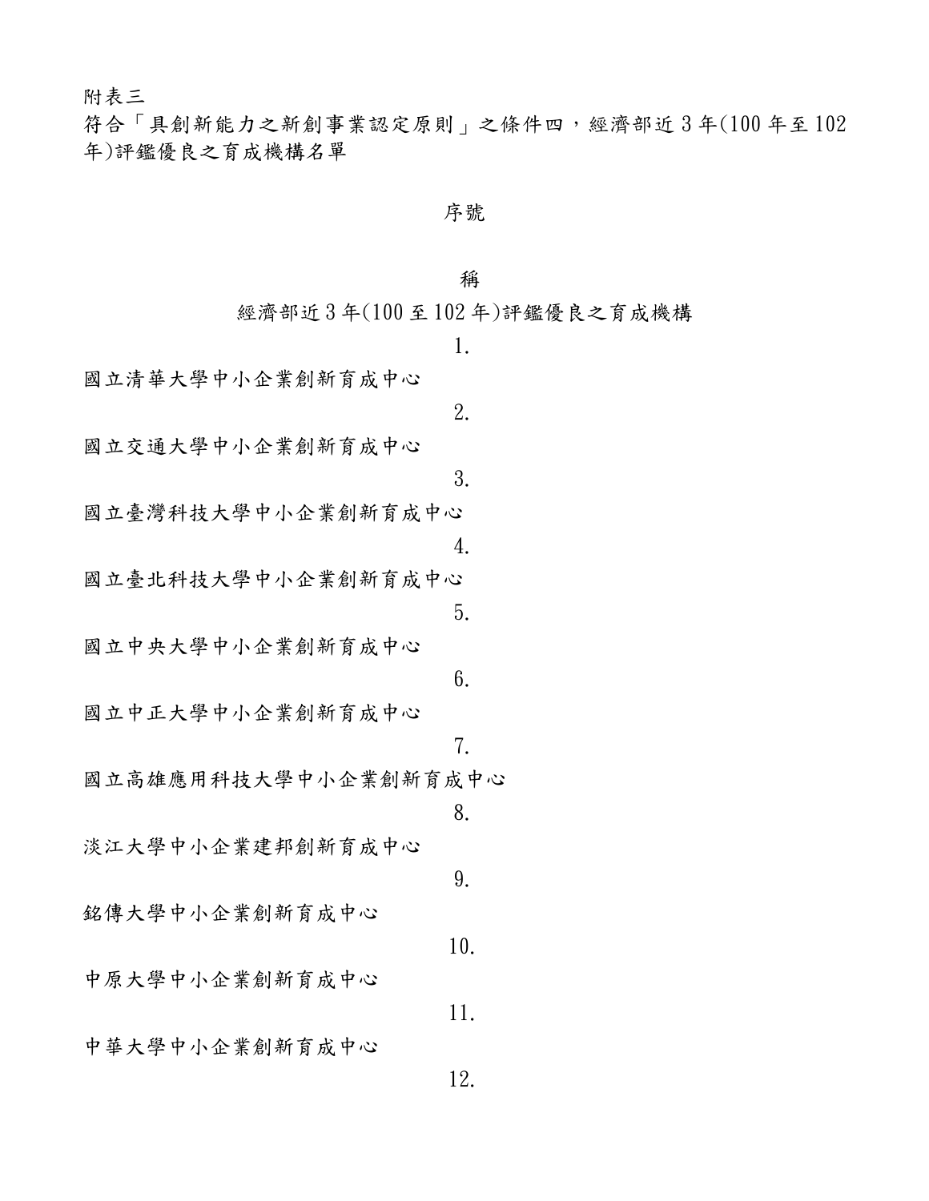附表三

符合「具創新能力之新創事業認定原則」之條件四，經濟部近 3 年(100 年至 102 年)評鑑優良之育成機構名單

| 序號 | 名稱 |
| --- | --- |
| | 經濟部近 3 年(100 至 102 年)評鑑優良之育成機構 |
| 1. | 國立清華大學中小企業創新育成中心 |
| 2. | 國立交通大學中小企業創新育成中心 |
| 3. | 國立臺灣科技大學中小企業創新育成中心 |
| 4. | 國立臺北科技大學中小企業創新育成中心 |
| 5. | 國立中央大學中小企業創新育成中心 |
| 6. | 國立中正大學中小企業創新育成中心 |
| 7. | 國立高雄應用科技大學中小企業創新育成中心 |
| 8. | 淡江大學中小企業建邦創新育成中心 |
| 9. | 銘傳大學中小企業創新育成中心 |
| 10. | 中原大學中小企業創新育成中心 |
| 11. | 中華大學中小企業創新育成中心 |
| 12. | |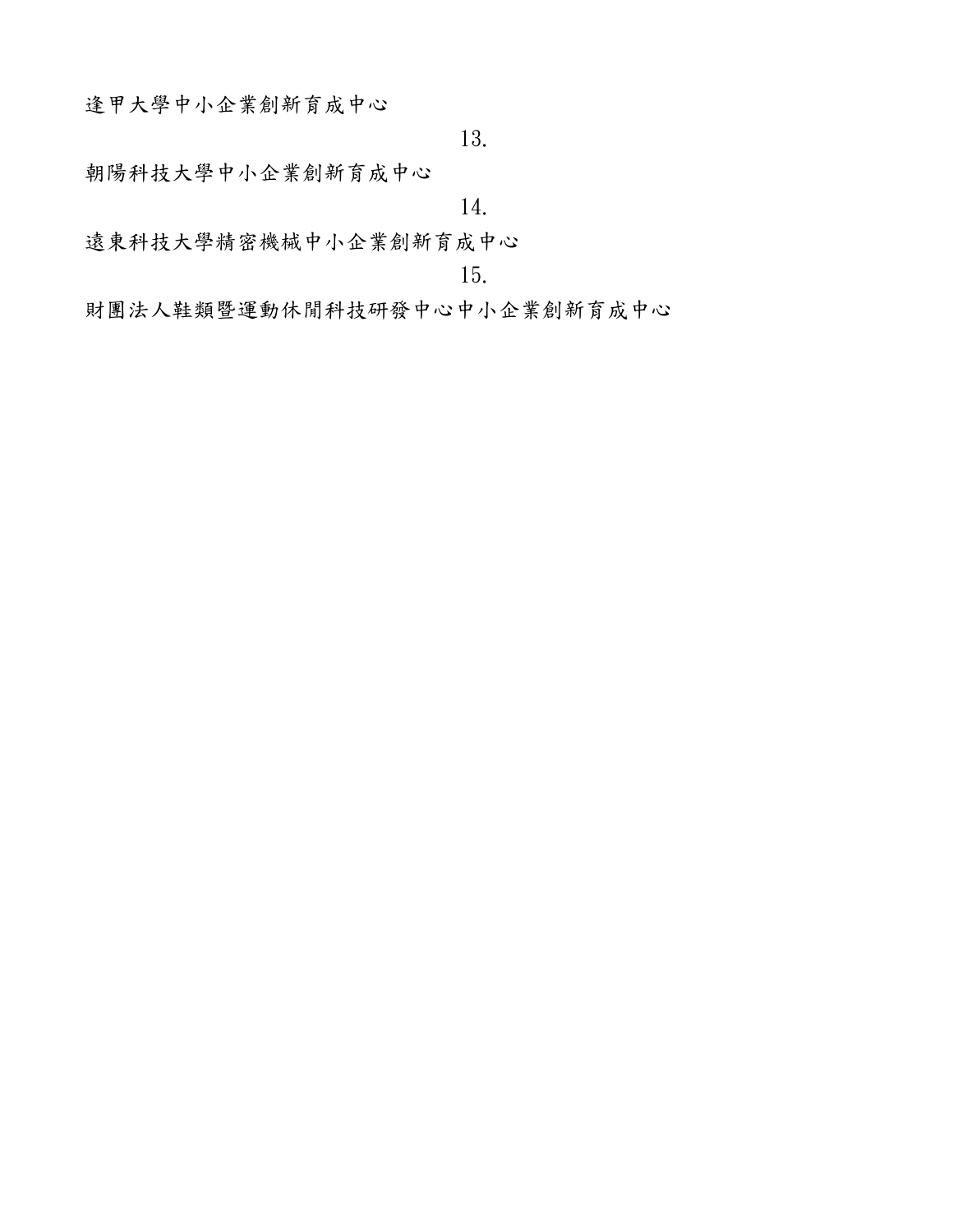逢甲大學中小企業創新育成中心

13.

朝陽科技大學中小企業創新育成中心

14.

遠東科技大學精密機械中小企業創新育成中心

15.

財團法人鞋類暨運動休閒科技研發中心中小企業創新育成中心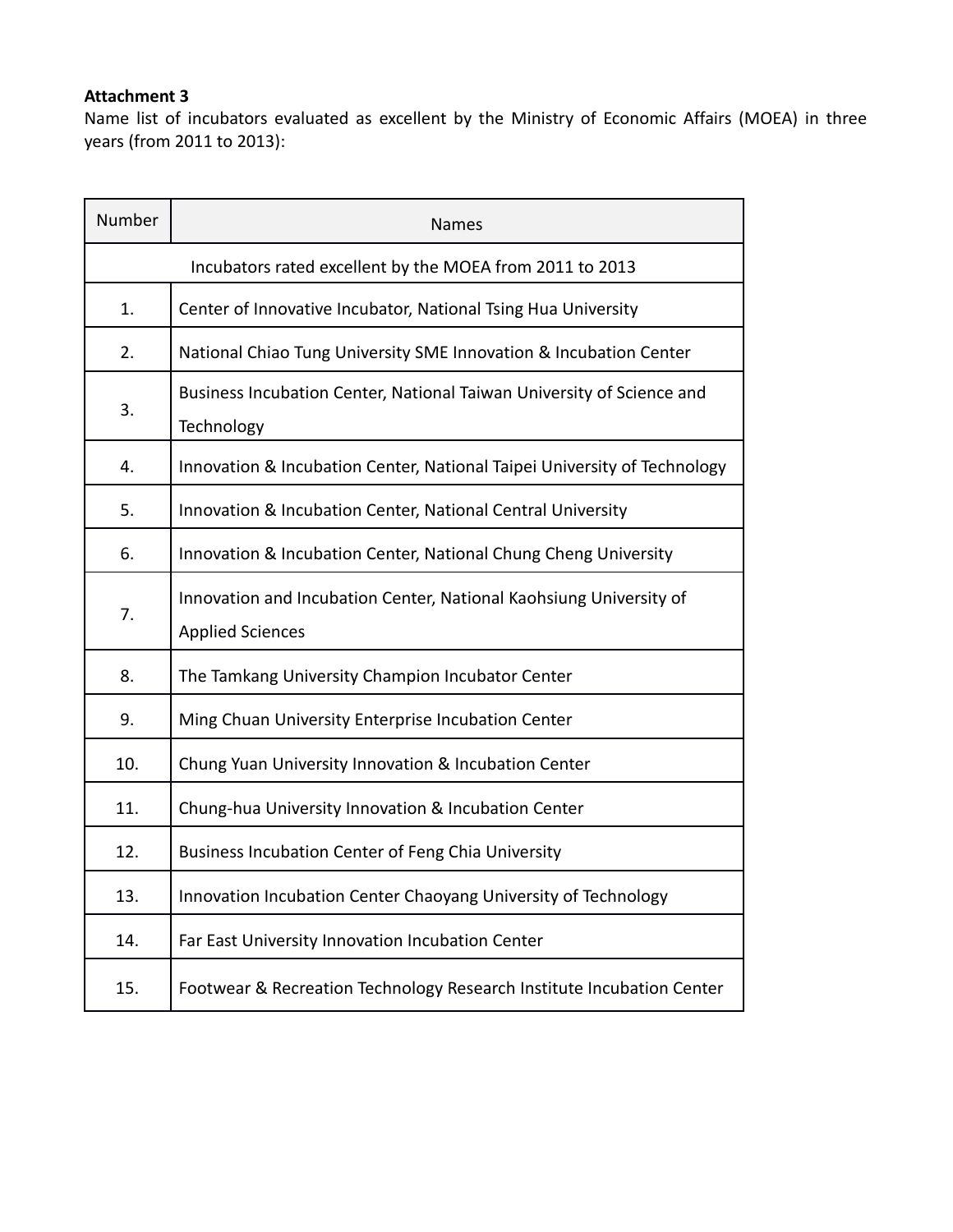**Attachment 3**

Name list of incubators evaluated as excellent by the Ministry of Economic Affairs (MOEA) in three years (from 2011 to 2013):

| Number | Names |
|---|---|
| Incubators rated excellent by the MOEA from 2011 to 2013 | |
| 1. | Center of Innovative Incubator, National Tsing Hua University |
| 2. | National Chiao Tung University SME Innovation & Incubation Center |
| 3. | Business Incubation Center, National Taiwan University of Science and Technology |
| 4. | Innovation & Incubation Center, National Taipei University of Technology |
| 5. | Innovation & Incubation Center, National Central University |
| 6. | Innovation & Incubation Center, National Chung Cheng University |
| 7. | Innovation and Incubation Center, National Kaohsiung University of Applied Sciences |
| 8. | The Tamkang University Champion Incubator Center |
| 9. | Ming Chuan University Enterprise Incubation Center |
| 10. | Chung Yuan University Innovation & Incubation Center |
| 11. | Chung-hua University Innovation & Incubation Center |
| 12. | Business Incubation Center of Feng Chia University |
| 13. | Innovation Incubation Center Chaoyang University of Technology |
| 14. | Far East University Innovation Incubation Center |
| 15. | Footwear & Recreation Technology Research Institute Incubation Center |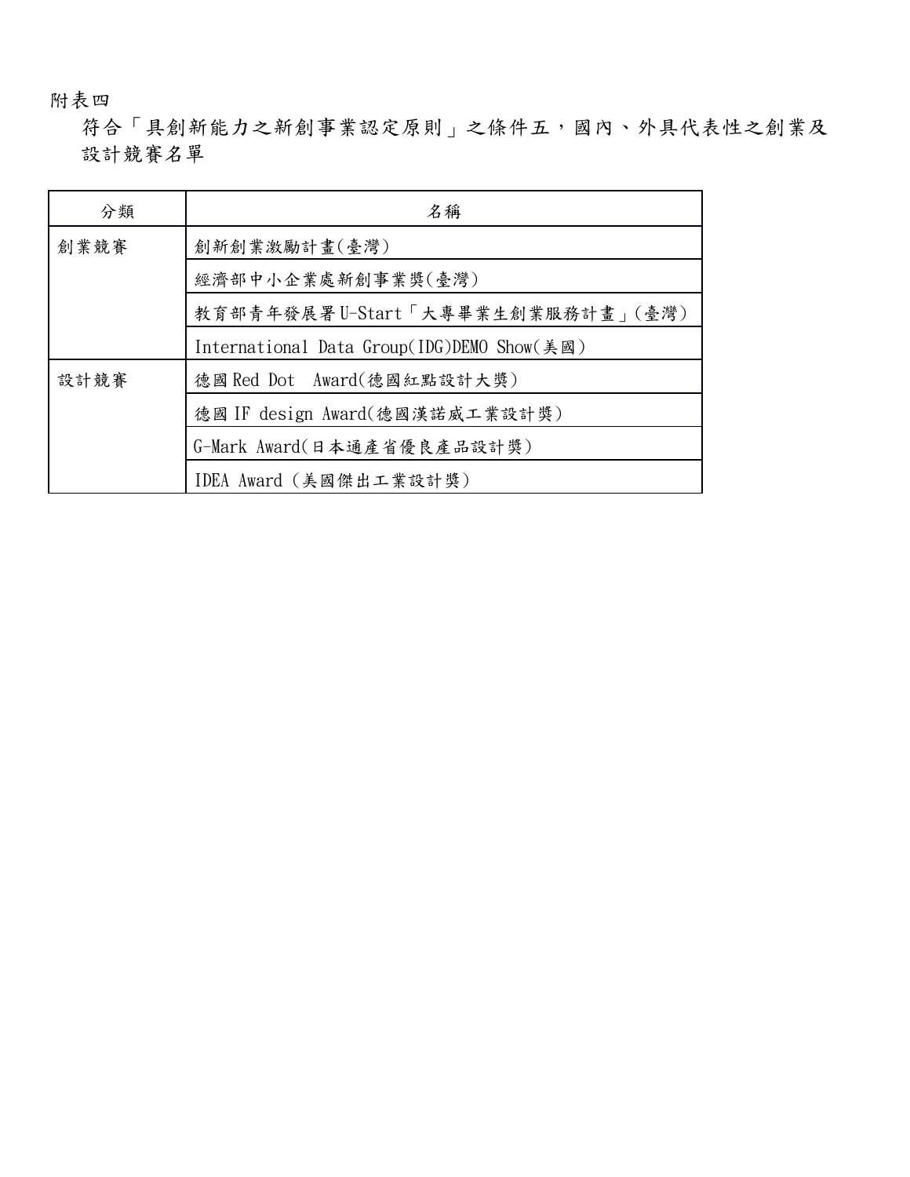附表四

符合「具創新能力之新創事業認定原則」之條件五，國內、外具代表性之創業及設計競賽名單

| 分類 | 名稱 |
| --- | --- |
| 創業競賽 | 創新創業激勵計畫(臺灣) |
| | 經濟部中小企業處新創事業獎(臺灣) |
| | 教育部青年發展署U-Start「大專畢業生創業服務計畫」(臺灣) |
| | International Data Group(IDG)DEMO Show(美國) |
| 設計競賽 | 德國Red Dot  Award(德國紅點設計大獎) |
| | 德國IF design Award(德國漢諾威工業設計獎) |
| | G-Mark Award(日本通產省優良產品設計獎) |
| | IDEA Award (美國傑出工業設計獎) |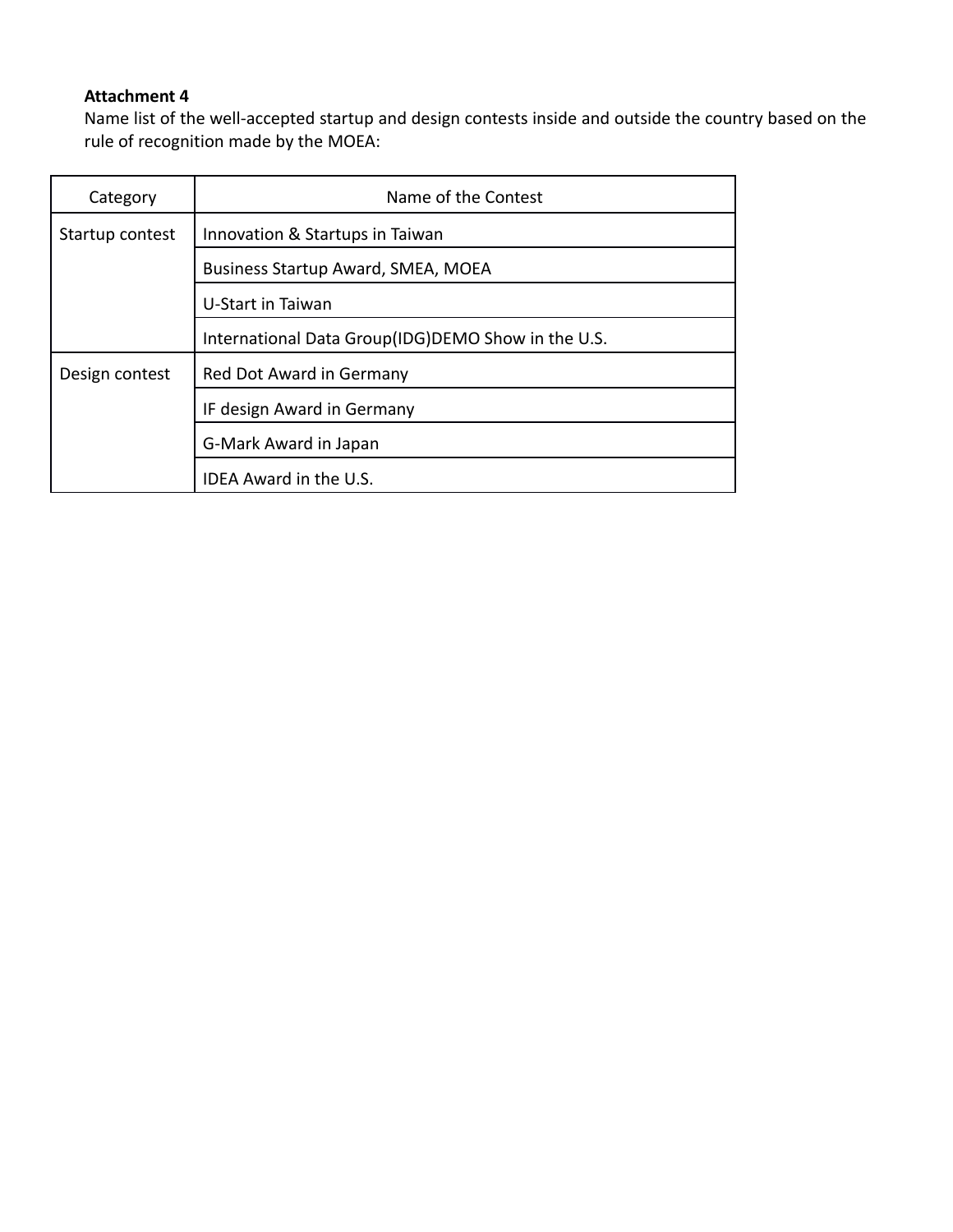**Attachment 4**

Name list of the well-accepted startup and design contests inside and outside the country based on the rule of recognition made by the MOEA:

| Category | Name of the Contest |
|---|---|
| Startup contest | Innovation & Startups in Taiwan |
| | Business Startup Award, SMEA, MOEA |
| | U-Start in Taiwan |
| | International Data Group(IDG)DEMO Show in the U.S. |
| Design contest | Red Dot Award in Germany |
| | IF design Award in Germany |
| | G-Mark Award in Japan |
| | IDEA Award in the U.S. |